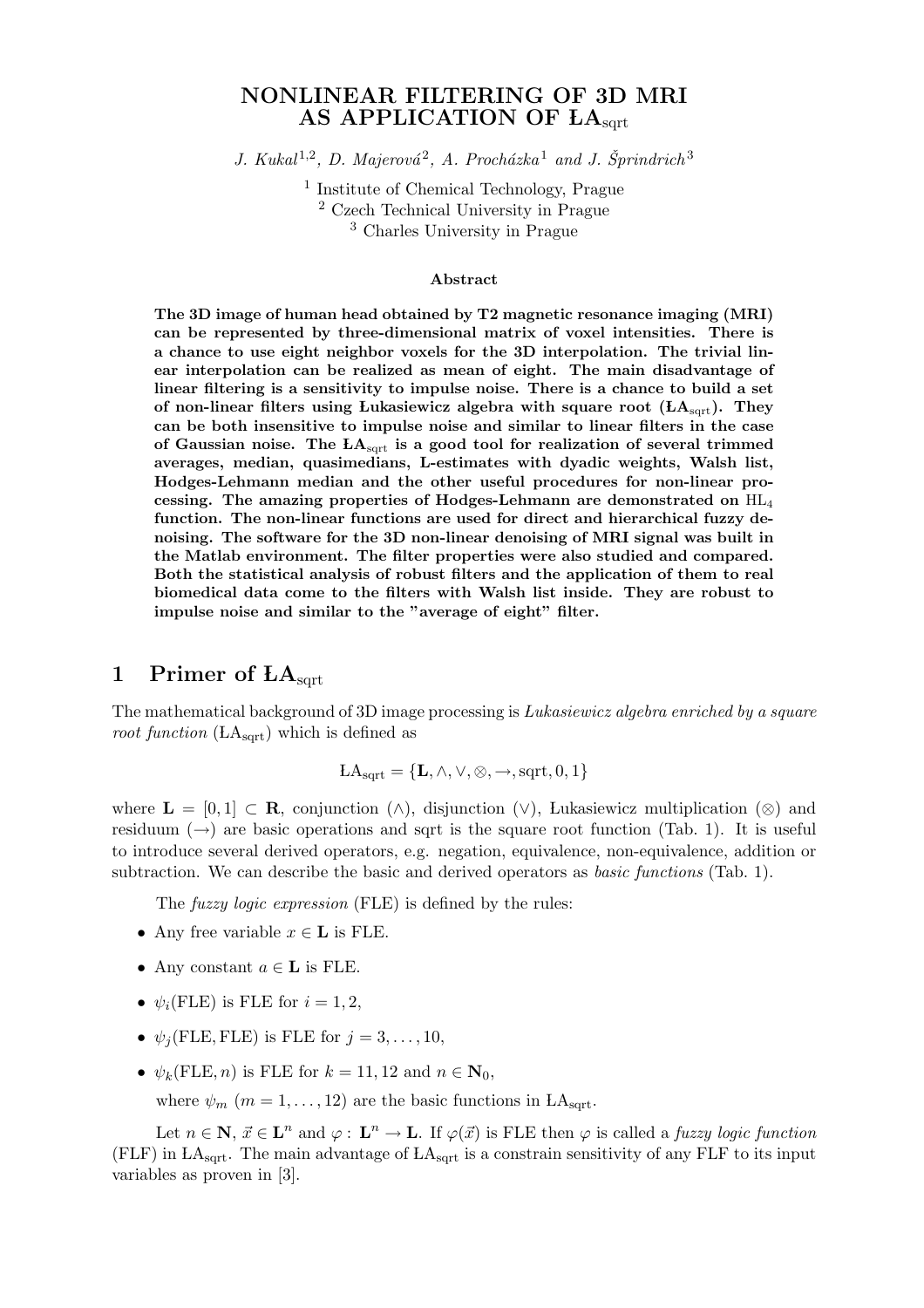# NONLINEAR FILTERING OF 3D MRI AS APPLICATION OF ŁA$_{\text{sqrt}}$

*J. Kukal*[1,2], *D. Majerová*[2], *A. Procházka*[1] *and J. Šprindrich*[3]

[1] Institute of Chemical Technology, Prague
[2] Czech Technical University in Prague
[3] Charles University in Prague

**Abstract**

**The 3D image of human head obtained by T2 magnetic resonance imaging (MRI) can be represented by three-dimensional matrix of voxel intensities. There is a chance to use eight neighbor voxels for the 3D interpolation. The trivial linear interpolation can be realized as mean of eight. The main disadvantage of linear filtering is a sensitivity to impulse noise. There is a chance to build a set of non-linear filters using Łukasiewicz algebra with square root (ŁA$_{\text{sqrt}}$). They can be both insensitive to impulse noise and similar to linear filters in the case of Gaussian noise. The ŁA$_{\text{sqrt}}$ is a good tool for realization of several trimmed averages, median, quasimedians, L-estimates with dyadic weights, Walsh list, Hodges-Lehmann median and the other useful procedures for non-linear processing. The amazing properties of Hodges-Lehmann are demonstrated on HL$_4$ function. The non-linear functions are used for direct and hierarchical fuzzy denoising. The software for the 3D non-linear denoising of MRI signal was built in the Matlab environment. The filter properties were also studied and compared. Both the statistical analysis of robust filters and the application of them to real biomedical data come to the filters with Walsh list inside. They are robust to impulse noise and similar to the "average of eight" filter.**

## 1 Primer of ŁA$_{\text{sqrt}}$

The mathematical background of 3D image processing is *Lukasiewicz algebra enriched by a square root function* (ŁA$_{\text{sqrt}}$) which is defined as

$$\text{ŁA}_{\text{sqrt}} = \{\mathbf{L}, \wedge, \vee, \otimes, \rightarrow, \text{sqrt}, 0, 1\}$$

where $\mathbf{L} = [0, 1] \subset \mathbf{R}$, conjunction ($\wedge$), disjunction ($\vee$), Łukasiewicz multiplication ($\otimes$) and residuum ($\rightarrow$) are basic operations and sqrt is the square root function (Tab. 1). It is useful to introduce several derived operators, e.g. negation, equivalence, non-equivalence, addition or subtraction. We can describe the basic and derived operators as *basic functions* (Tab. 1).

The *fuzzy logic expression* (FLE) is defined by the rules:

- Any free variable $x \in \mathbf{L}$ is FLE.
- Any constant $a \in \mathbf{L}$ is FLE.
- $\psi_i(\text{FLE})$ is FLE for $i = 1, 2$,
- $\psi_j(\text{FLE}, \text{FLE})$ is FLE for $j = 3, \ldots, 10$,
- $\psi_k(\text{FLE}, n)$ is FLE for $k = 11, 12$ and $n \in \mathbf{N}_0$,

  where $\psi_m$ $(m = 1, \ldots, 12)$ are the basic functions in ŁA$_{\text{sqrt}}$.

Let $n \in \mathbf{N}$, $\vec{x} \in \mathbf{L}^n$ and $\varphi : \mathbf{L}^n \rightarrow \mathbf{L}$. If $\varphi(\vec{x})$ is FLE then $\varphi$ is called a *fuzzy logic function* (FLF) in ŁA$_{\text{sqrt}}$. The main advantage of ŁA$_{\text{sqrt}}$ is a constrain sensitivity of any FLF to its input variables as proven in [3].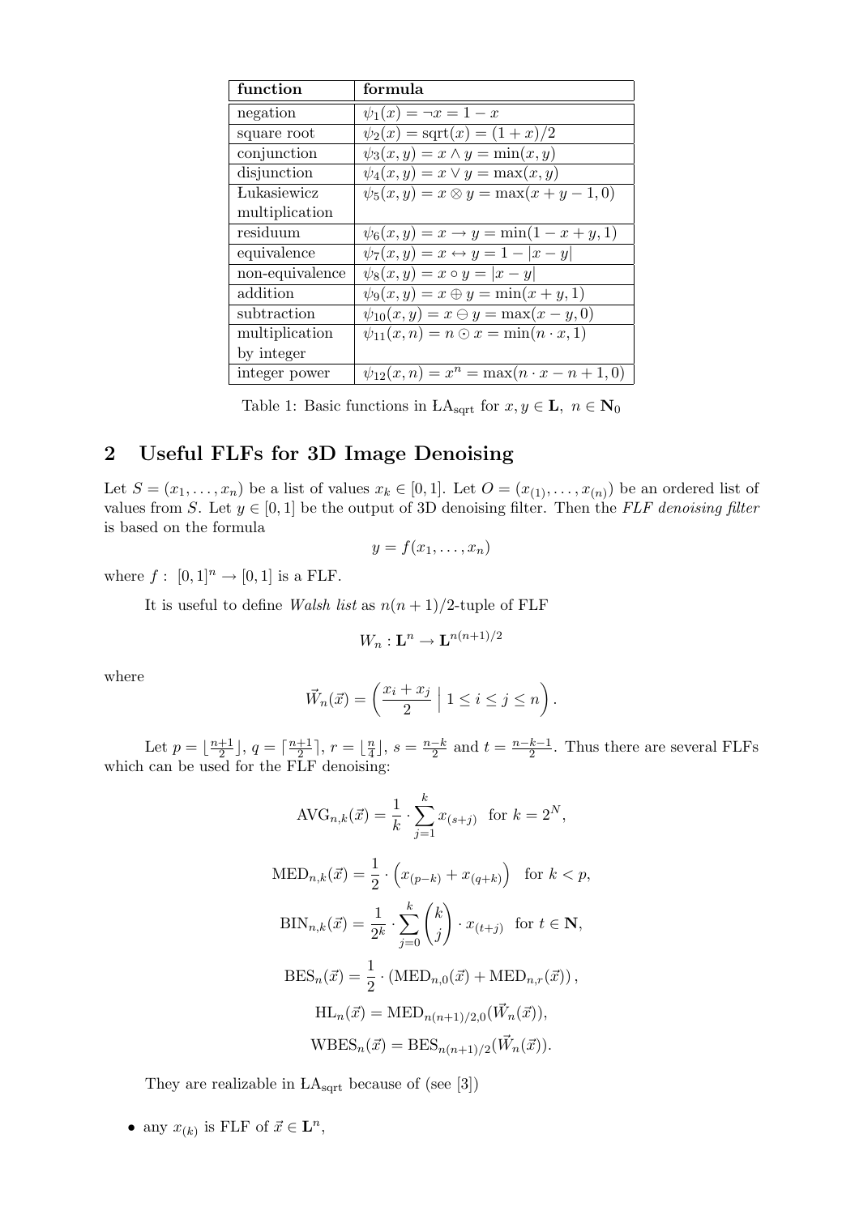| function | formula |
|---|---|
| negation | $\psi_1(x) = \neg x = 1 - x$ |
| square root | $\psi_2(x) = \mathrm{sqrt}(x) = (1+x)/2$ |
| conjunction | $\psi_3(x,y) = x \wedge y = \min(x,y)$ |
| disjunction | $\psi_4(x,y) = x \vee y = \max(x,y)$ |
| Lukasiewicz multiplication | $\psi_5(x,y) = x \otimes y = \max(x+y-1,0)$ |
| residuum | $\psi_6(x,y) = x \rightarrow y = \min(1-x+y,1)$ |
| equivalence | $\psi_7(x,y) = x \leftrightarrow y = 1 - \lvert x-y \rvert$ |
| non-equivalence | $\psi_8(x,y) = x \circ y = \lvert x-y \rvert$ |
| addition | $\psi_9(x,y) = x \oplus y = \min(x+y,1)$ |
| subtraction | $\psi_{10}(x,y) = x \ominus y = \max(x-y,0)$ |
| multiplication by integer | $\psi_{11}(x,n) = n \odot x = \min(n \cdot x, 1)$ |
| integer power | $\psi_{12}(x,n) = x^n = \max(n \cdot x - n + 1, 0)$ |

Table 1: Basic functions in $\text{ŁA}_{\text{sqrt}}$ for $x, y \in \mathbf{L},\ n \in \mathbf{N}_0$

## 2 Useful FLFs for 3D Image Denoising

Let $S = (x_1, \ldots, x_n)$ be a list of values $x_k \in [0,1]$. Let $O = (x_{(1)}, \ldots, x_{(n)})$ be an ordered list of values from $S$. Let $y \in [0,1]$ be the output of 3D denoising filter. Then the *FLF denoising filter* is based on the formula

$$y = f(x_1, \ldots, x_n)$$

where $f: [0,1]^n \rightarrow [0,1]$ is a FLF.

It is useful to define *Walsh list* as $n(n+1)/2$-tuple of FLF

$$W_n : \mathbf{L}^n \rightarrow \mathbf{L}^{n(n+1)/2}$$

where

$$\vec{W}_n(\vec{x}) = \left( \frac{x_i + x_j}{2} \;\middle|\; 1 \leq i \leq j \leq n \right).$$

Let $p = \lfloor \frac{n+1}{2} \rfloor$, $q = \lceil \frac{n+1}{2} \rceil$, $r = \lfloor \frac{n}{4} \rfloor$, $s = \frac{n-k}{2}$ and $t = \frac{n-k-1}{2}$. Thus there are several FLFs which can be used for the FLF denoising:

$$\mathrm{AVG}_{n,k}(\vec{x}) = \frac{1}{k} \cdot \sum_{j=1}^{k} x_{(s+j)} \quad \text{for } k = 2^N,$$

$$\mathrm{MED}_{n,k}(\vec{x}) = \frac{1}{2} \cdot \left( x_{(p-k)} + x_{(q+k)} \right) \quad \text{for } k < p,$$

$$\mathrm{BIN}_{n,k}(\vec{x}) = \frac{1}{2^k} \cdot \sum_{j=0}^{k} \binom{k}{j} \cdot x_{(t+j)} \quad \text{for } t \in \mathbf{N},$$

$$\mathrm{BES}_n(\vec{x}) = \frac{1}{2} \cdot \left( \mathrm{MED}_{n,0}(\vec{x}) + \mathrm{MED}_{n,r}(\vec{x}) \right),$$

$$\mathrm{HL}_n(\vec{x}) = \mathrm{MED}_{n(n+1)/2,0}(\vec{W}_n(\vec{x})),$$

$$\mathrm{WBES}_n(\vec{x}) = \mathrm{BES}_{n(n+1)/2}(\vec{W}_n(\vec{x})).$$

They are realizable in $\text{ŁA}_{\text{sqrt}}$ because of (see [3])

- any $x_{(k)}$ is FLF of $\vec{x} \in \mathbf{L}^n$,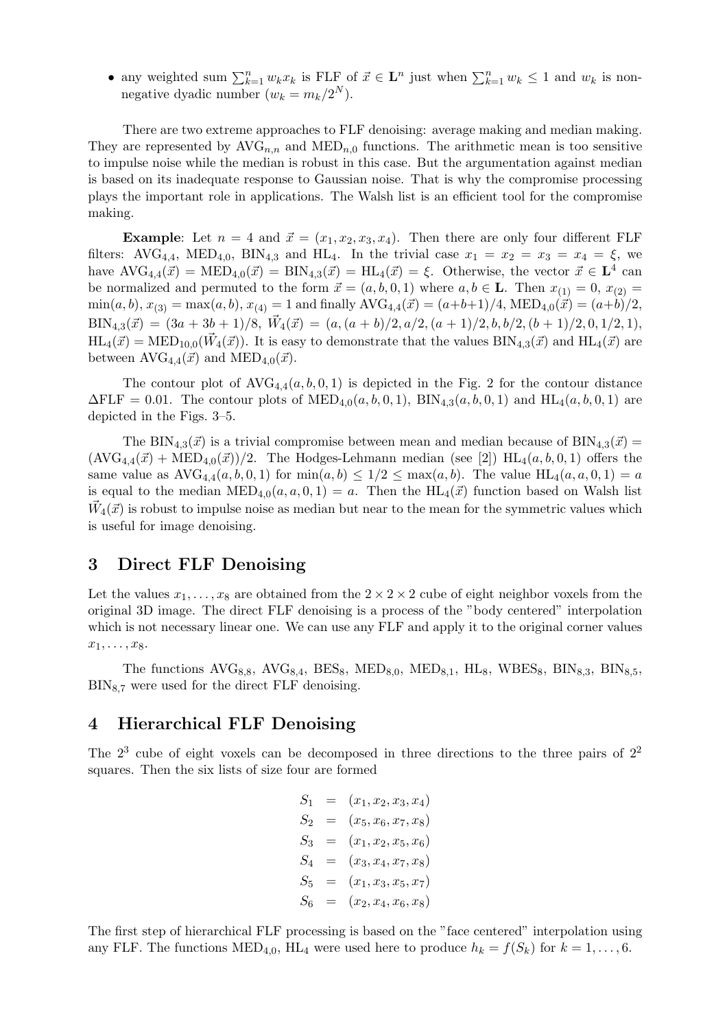- any weighted sum $\sum_{k=1}^{n} w_k x_k$ is FLF of $\vec{x} \in \mathbf{L}^n$ just when $\sum_{k=1}^{n} w_k \leq 1$ and $w_k$ is non-negative dyadic number ($w_k = m_k/2^N$).

There are two extreme approaches to FLF denoising: average making and median making. They are represented by $\mathrm{AVG}_{n,n}$ and $\mathrm{MED}_{n,0}$ functions. The arithmetic mean is too sensitive to impulse noise while the median is robust in this case. But the argumentation against median is based on its inadequate response to Gaussian noise. That is why the compromise processing plays the important role in applications. The Walsh list is an efficient tool for the compromise making.

**Example**: Let $n = 4$ and $\vec{x} = (x_1, x_2, x_3, x_4)$. Then there are only four different FLF filters: $\mathrm{AVG}_{4,4}$, $\mathrm{MED}_{4,0}$, $\mathrm{BIN}_{4,3}$ and $\mathrm{HL}_4$. In the trivial case $x_1 = x_2 = x_3 = x_4 = \xi$, we have $\mathrm{AVG}_{4,4}(\vec{x}) = \mathrm{MED}_{4,0}(\vec{x}) = \mathrm{BIN}_{4,3}(\vec{x}) = \mathrm{HL}_4(\vec{x}) = \xi$. Otherwise, the vector $\vec{x} \in \mathbf{L}^4$ can be normalized and permuted to the form $\vec{x} = (a, b, 0, 1)$ where $a, b \in \mathbf{L}$. Then $x_{(1)} = 0$, $x_{(2)} = \min(a, b)$, $x_{(3)} = \max(a, b)$, $x_{(4)} = 1$ and finally $\mathrm{AVG}_{4,4}(\vec{x}) = (a+b+1)/4$, $\mathrm{MED}_{4,0}(\vec{x}) = (a+b)/2$, $\mathrm{BIN}_{4,3}(\vec{x}) = (3a + 3b + 1)/8$, $\vec{W}_4(\vec{x}) = (a, (a + b)/2, a/2, (a + 1)/2, b, b/2, (b + 1)/2, 0, 1/2, 1)$, $\mathrm{HL}_4(\vec{x}) = \mathrm{MED}_{10,0}(\vec{W}_4(\vec{x}))$. It is easy to demonstrate that the values $\mathrm{BIN}_{4,3}(\vec{x})$ and $\mathrm{HL}_4(\vec{x})$ are between $\mathrm{AVG}_{4,4}(\vec{x})$ and $\mathrm{MED}_{4,0}(\vec{x})$.

The contour plot of $\mathrm{AVG}_{4,4}(a, b, 0, 1)$ is depicted in the Fig. 2 for the contour distance $\Delta\mathrm{FLF} = 0.01$. The contour plots of $\mathrm{MED}_{4,0}(a, b, 0, 1)$, $\mathrm{BIN}_{4,3}(a, b, 0, 1)$ and $\mathrm{HL}_4(a, b, 0, 1)$ are depicted in the Figs. 3–5.

The $\mathrm{BIN}_{4,3}(\vec{x})$ is a trivial compromise between mean and median because of $\mathrm{BIN}_{4,3}(\vec{x}) = (\mathrm{AVG}_{4,4}(\vec{x}) + \mathrm{MED}_{4,0}(\vec{x}))/2$. The Hodges-Lehmann median (see [2]) $\mathrm{HL}_4(a, b, 0, 1)$ offers the same value as $\mathrm{AVG}_{4,4}(a, b, 0, 1)$ for $\min(a, b) \leq 1/2 \leq \max(a, b)$. The value $\mathrm{HL}_4(a, a, 0, 1) = a$ is equal to the median $\mathrm{MED}_{4,0}(a, a, 0, 1) = a$. Then the $\mathrm{HL}_4(\vec{x})$ function based on Walsh list $\vec{W}_4(\vec{x})$ is robust to impulse noise as median but near to the mean for the symmetric values which is useful for image denoising.

## 3 Direct FLF Denoising

Let the values $x_1, \ldots, x_8$ are obtained from the $2 \times 2 \times 2$ cube of eight neighbor voxels from the original 3D image. The direct FLF denoising is a process of the "body centered" interpolation which is not necessary linear one. We can use any FLF and apply it to the original corner values $x_1, \ldots, x_8$.

The functions $\mathrm{AVG}_{8,8}$, $\mathrm{AVG}_{8,4}$, $\mathrm{BES}_8$, $\mathrm{MED}_{8,0}$, $\mathrm{MED}_{8,1}$, $\mathrm{HL}_8$, $\mathrm{WBES}_8$, $\mathrm{BIN}_{8,3}$, $\mathrm{BIN}_{8,5}$, $\mathrm{BIN}_{8,7}$ were used for the direct FLF denoising.

## 4 Hierarchical FLF Denoising

The $2^3$ cube of eight voxels can be decomposed in three directions to the three pairs of $2^2$ squares. Then the six lists of size four are formed

$$
\begin{aligned}
S_1 &= (x_1, x_2, x_3, x_4) \\
S_2 &= (x_5, x_6, x_7, x_8) \\
S_3 &= (x_1, x_2, x_5, x_6) \\
S_4 &= (x_3, x_4, x_7, x_8) \\
S_5 &= (x_1, x_3, x_5, x_7) \\
S_6 &= (x_2, x_4, x_6, x_8)
\end{aligned}
$$

The first step of hierarchical FLF processing is based on the "face centered" interpolation using any FLF. The functions $\mathrm{MED}_{4,0}$, $\mathrm{HL}_4$ were used here to produce $h_k = f(S_k)$ for $k = 1, \ldots, 6$.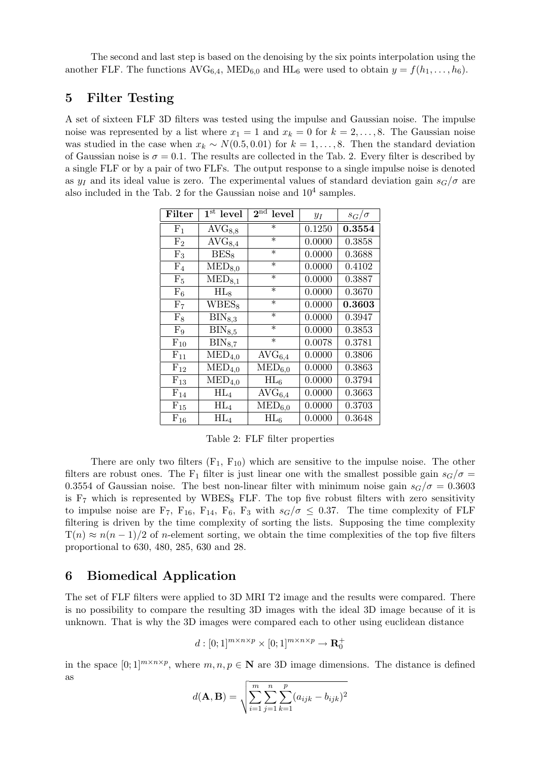The second and last step is based on the denoising by the six points interpolation using the another FLF. The functions $\mathrm{AVG}_{6,4}$, $\mathrm{MED}_{6,0}$ and $\mathrm{HL}_6$ were used to obtain $y = f(h_1, \ldots, h_6)$.

## 5 Filter Testing

A set of sixteen FLF 3D filters was tested using the impulse and Gaussian noise. The impulse noise was represented by a list where $x_1 = 1$ and $x_k = 0$ for $k = 2, \ldots, 8$. The Gaussian noise was studied in the case when $x_k \sim N(0.5, 0.01)$ for $k = 1, \ldots, 8$. Then the standard deviation of Gaussian noise is $\sigma = 0.1$. The results are collected in the Tab. 2. Every filter is described by a single FLF or by a pair of two FLFs. The output response to a single impulse noise is denoted as $y_I$ and its ideal value is zero. The experimental values of standard deviation gain $s_G/\sigma$ are also included in the Tab. 2 for the Gaussian noise and $10^4$ samples.

| **Filter** | **1st level** | **2nd level** | $y_I$ | $s_G/\sigma$ |
|---|---|---|---|---|
| $\mathrm{F}_1$ | $\mathrm{AVG}_{8,8}$ | * | 0.1250 | **0.3554** |
| $\mathrm{F}_2$ | $\mathrm{AVG}_{8,4}$ | * | 0.0000 | 0.3858 |
| $\mathrm{F}_3$ | $\mathrm{BES}_8$ | * | 0.0000 | 0.3688 |
| $\mathrm{F}_4$ | $\mathrm{MED}_{8,0}$ | * | 0.0000 | 0.4102 |
| $\mathrm{F}_5$ | $\mathrm{MED}_{8,1}$ | * | 0.0000 | 0.3887 |
| $\mathrm{F}_6$ | $\mathrm{HL}_8$ | * | 0.0000 | 0.3670 |
| $\mathrm{F}_7$ | $\mathrm{WBES}_8$ | * | 0.0000 | **0.3603** |
| $\mathrm{F}_8$ | $\mathrm{BIN}_{8,3}$ | * | 0.0000 | 0.3947 |
| $\mathrm{F}_9$ | $\mathrm{BIN}_{8,5}$ | * | 0.0000 | 0.3853 |
| $\mathrm{F}_{10}$ | $\mathrm{BIN}_{8,7}$ | * | 0.0078 | 0.3781 |
| $\mathrm{F}_{11}$ | $\mathrm{MED}_{4,0}$ | $\mathrm{AVG}_{6,4}$ | 0.0000 | 0.3806 |
| $\mathrm{F}_{12}$ | $\mathrm{MED}_{4,0}$ | $\mathrm{MED}_{6,0}$ | 0.0000 | 0.3863 |
| $\mathrm{F}_{13}$ | $\mathrm{MED}_{4,0}$ | $\mathrm{HL}_6$ | 0.0000 | 0.3794 |
| $\mathrm{F}_{14}$ | $\mathrm{HL}_4$ | $\mathrm{AVG}_{6,4}$ | 0.0000 | 0.3663 |
| $\mathrm{F}_{15}$ | $\mathrm{HL}_4$ | $\mathrm{MED}_{6,0}$ | 0.0000 | 0.3703 |
| $\mathrm{F}_{16}$ | $\mathrm{HL}_4$ | $\mathrm{HL}_6$ | 0.0000 | 0.3648 |

Table 2: FLF filter properties

There are only two filters ($\mathrm{F}_1$, $\mathrm{F}_{10}$) which are sensitive to the impulse noise. The other filters are robust ones. The $\mathrm{F}_1$ filter is just linear one with the smallest possible gain $s_G/\sigma = 0.3554$ of Gaussian noise. The best non-linear filter with minimum noise gain $s_G/\sigma = 0.3603$ is $\mathrm{F}_7$ which is represented by $\mathrm{WBES}_8$ FLF. The top five robust filters with zero sensitivity to impulse noise are $\mathrm{F}_7$, $\mathrm{F}_{16}$, $\mathrm{F}_{14}$, $\mathrm{F}_6$, $\mathrm{F}_3$ with $s_G/\sigma \le 0.37$. The time complexity of FLF filtering is driven by the time complexity of sorting the lists. Supposing the time complexity $\mathrm{T}(n) \approx n(n-1)/2$ of $n$-element sorting, we obtain the time complexities of the top five filters proportional to 630, 480, 285, 630 and 28.

## 6 Biomedical Application

The set of FLF filters were applied to 3D MRI T2 image and the results were compared. There is no possibility to compare the resulting 3D images with the ideal 3D image because of it is unknown. That is why the 3D images were compared each to other using euclidean distance

$$d : [0;1]^{m \times n \times p} \times [0;1]^{m \times n \times p} \to \mathbf{R}_0^+$$

in the space $[0;1]^{m \times n \times p}$, where $m, n, p \in \mathbf{N}$ are 3D image dimensions. The distance is defined as

$$d(\mathbf{A}, \mathbf{B}) = \sqrt{\sum_{i=1}^{m} \sum_{j=1}^{n} \sum_{k=1}^{p} (a_{ijk} - b_{ijk})^2}$$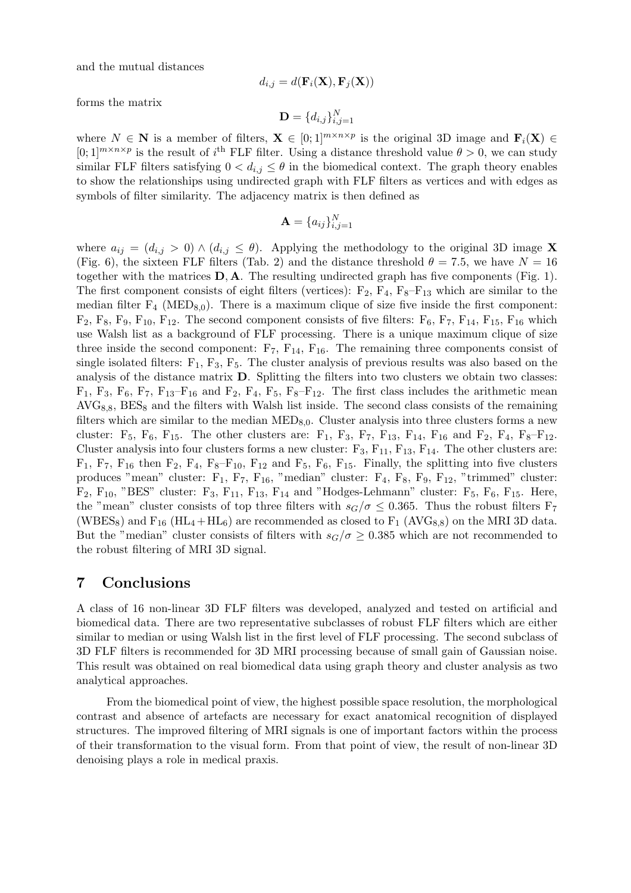and the mutual distances

$$d_{i,j} = d(\mathbf{F}_i(\mathbf{X}), \mathbf{F}_j(\mathbf{X}))$$

forms the matrix

$$\mathbf{D} = \{d_{i,j}\}_{i,j=1}^{N}$$

where $N \in \mathbf{N}$ is a member of filters, $\mathbf{X} \in [0;1]^{m \times n \times p}$ is the original 3D image and $\mathbf{F}_i(\mathbf{X}) \in [0;1]^{m \times n \times p}$ is the result of $i^{\text{th}}$ FLF filter. Using a distance threshold value $\theta > 0$, we can study similar FLF filters satisfying $0 < d_{i,j} \leq \theta$ in the biomedical context. The graph theory enables to show the relationships using undirected graph with FLF filters as vertices and with edges as symbols of filter similarity. The adjacency matrix is then defined as

$$\mathbf{A} = \{a_{ij}\}_{i,j=1}^{N}$$

where $a_{ij} = (d_{i,j} > 0) \wedge (d_{i,j} \leq \theta)$. Applying the methodology to the original 3D image $\mathbf{X}$ (Fig. 6), the sixteen FLF filters (Tab. 2) and the distance threshold $\theta = 7.5$, we have $N = 16$ together with the matrices $\mathbf{D}, \mathbf{A}$. The resulting undirected graph has five components (Fig. 1). The first component consists of eight filters (vertices): $F_2$, $F_4$, $F_8$–$F_{13}$ which are similar to the median filter $F_4$ ($\text{MED}_{8,0}$). There is a maximum clique of size five inside the first component: $F_2$, $F_8$, $F_9$, $F_{10}$, $F_{12}$. The second component consists of five filters: $F_6$, $F_7$, $F_{14}$, $F_{15}$, $F_{16}$ which use Walsh list as a background of FLF processing. There is a unique maximum clique of size three inside the second component: $F_7$, $F_{14}$, $F_{16}$. The remaining three components consist of single isolated filters: $F_1$, $F_3$, $F_5$. The cluster analysis of previous results was also based on the analysis of the distance matrix $\mathbf{D}$. Splitting the filters into two clusters we obtain two classes: $F_1$, $F_3$, $F_6$, $F_7$, $F_{13}$–$F_{16}$ and $F_2$, $F_4$, $F_5$, $F_8$–$F_{12}$. The first class includes the arithmetic mean $\text{AVG}_{8,8}$, $\text{BES}_8$ and the filters with Walsh list inside. The second class consists of the remaining filters which are similar to the median $\text{MED}_{8,0}$. Cluster analysis into three clusters forms a new cluster: $F_5$, $F_6$, $F_{15}$. The other clusters are: $F_1$, $F_3$, $F_7$, $F_{13}$, $F_{14}$, $F_{16}$ and $F_2$, $F_4$, $F_8$–$F_{12}$. Cluster analysis into four clusters forms a new cluster: $F_3$, $F_{11}$, $F_{13}$, $F_{14}$. The other clusters are: $F_1$, $F_7$, $F_{16}$ then $F_2$, $F_4$, $F_8$–$F_{10}$, $F_{12}$ and $F_5$, $F_6$, $F_{15}$. Finally, the splitting into five clusters produces "mean" cluster: $F_1$, $F_7$, $F_{16}$, "median" cluster: $F_4$, $F_8$, $F_9$, $F_{12}$, "trimmed" cluster: $F_2$, $F_{10}$, "BES" cluster: $F_3$, $F_{11}$, $F_{13}$, $F_{14}$ and "Hodges-Lehmann" cluster: $F_5$, $F_6$, $F_{15}$. Here, the "mean" cluster consists of top three filters with $s_G/\sigma \leq 0.365$. Thus the robust filters $F_7$ ($\text{WBES}_8$) and $F_{16}$ ($\text{HL}_4 + \text{HL}_6$) are recommended as closed to $F_1$ ($\text{AVG}_{8,8}$) on the MRI 3D data. But the "median" cluster consists of filters with $s_G/\sigma \geq 0.385$ which are not recommended to the robust filtering of MRI 3D signal.

## 7 Conclusions

A class of 16 non-linear 3D FLF filters was developed, analyzed and tested on artificial and biomedical data. There are two representative subclasses of robust FLF filters which are either similar to median or using Walsh list in the first level of FLF processing. The second subclass of 3D FLF filters is recommended for 3D MRI processing because of small gain of Gaussian noise. This result was obtained on real biomedical data using graph theory and cluster analysis as two analytical approaches.

From the biomedical point of view, the highest possible space resolution, the morphological contrast and absence of artefacts are necessary for exact anatomical recognition of displayed structures. The improved filtering of MRI signals is one of important factors within the process of their transformation to the visual form. From that point of view, the result of non-linear 3D denoising plays a role in medical praxis.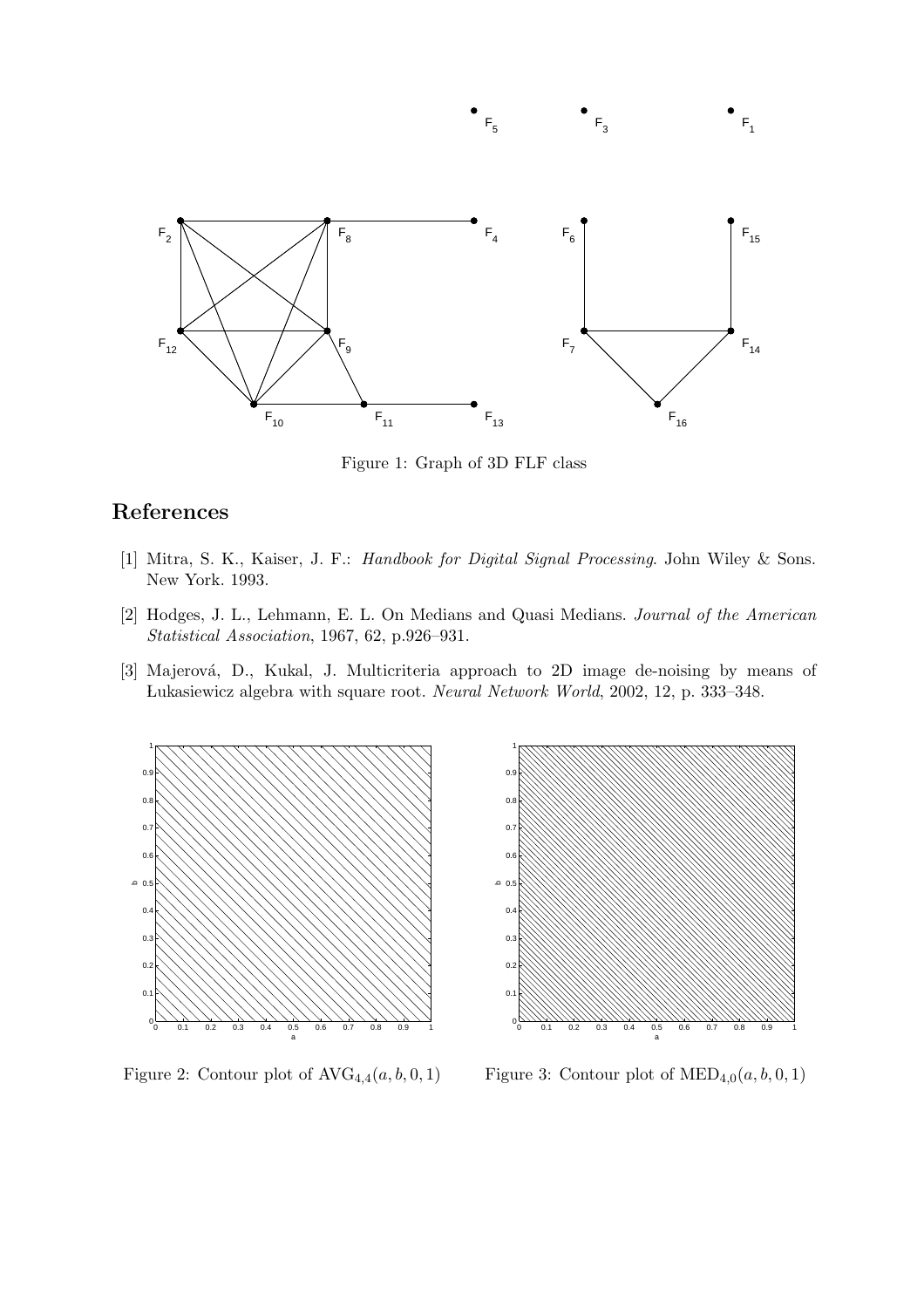Figure 1: Graph of 3D FLF class

## References

[1] Mitra, S. K., Kaiser, J. F.: *Handbook for Digital Signal Processing*. John Wiley & Sons. New York. 1993.

[2] Hodges, J. L., Lehmann, E. L. On Medians and Quasi Medians. *Journal of the American Statistical Association*, 1967, 62, p.926–931.

[3] Majerová, D., Kukal, J. Multicriteria approach to 2D image de-noising by means of Łukasiewicz algebra with square root. *Neural Network World*, 2002, 12, p. 333–348.

Figure 2: Contour plot of $\mathrm{AVG}_{4,4}(a, b, 0, 1)$

Figure 3: Contour plot of $\mathrm{MED}_{4,0}(a, b, 0, 1)$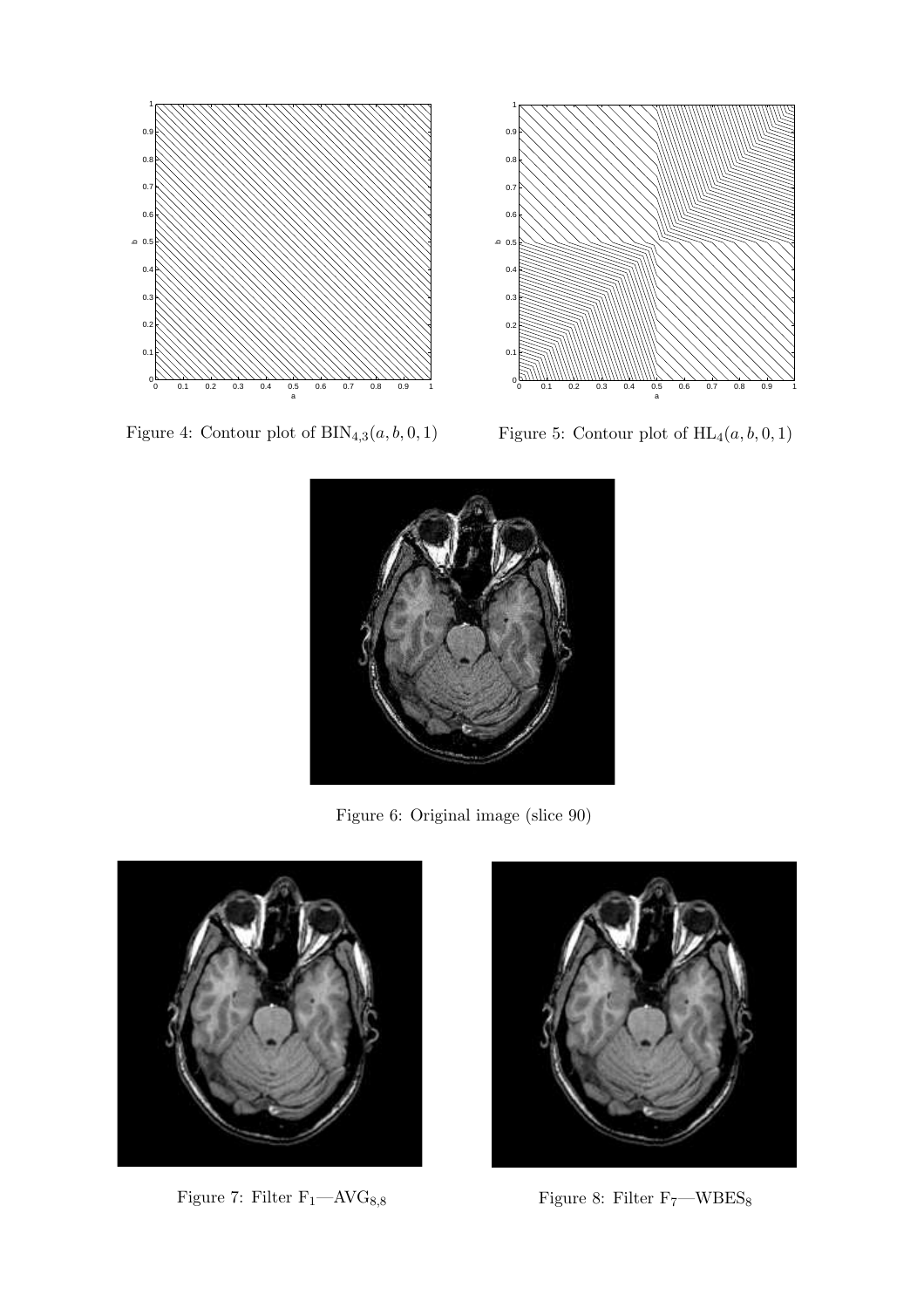Figure 4: Contour plot of $\mathrm{BIN}_{4,3}(a, b, 0, 1)$

Figure 5: Contour plot of $\mathrm{HL}_4(a, b, 0, 1)$

Figure 6: Original image (slice 90)

Figure 7: Filter $\mathrm{F}_1$—$\mathrm{AVG}_{8,8}$

Figure 8: Filter $\mathrm{F}_7$—$\mathrm{WBES}_8$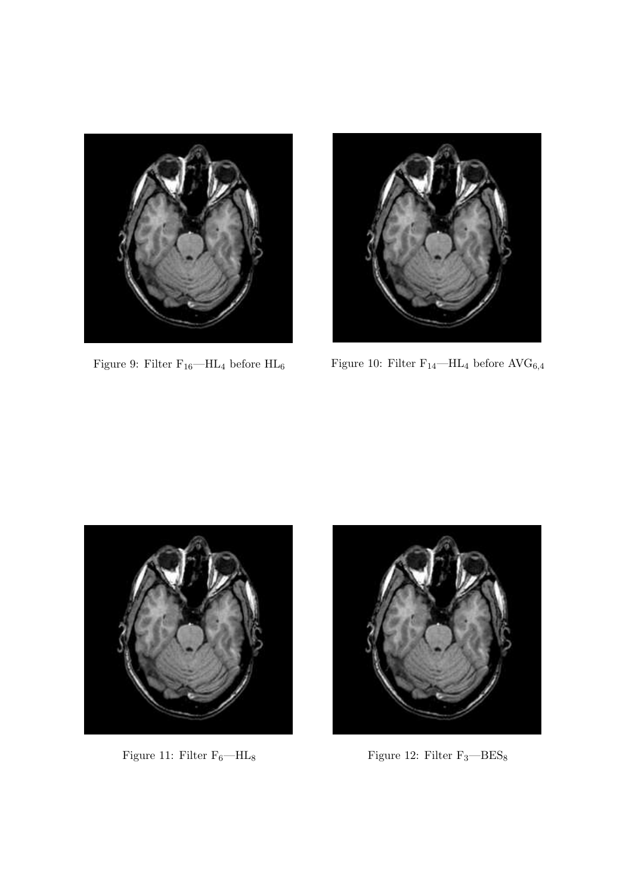Figure 9: Filter $F_{16}$—$HL_4$ before $HL_6$

Figure 10: Filter $F_{14}$—$HL_4$ before $AVG_{6,4}$

Figure 11: Filter $F_6$—$HL_8$

Figure 12: Filter $F_3$—$BES_8$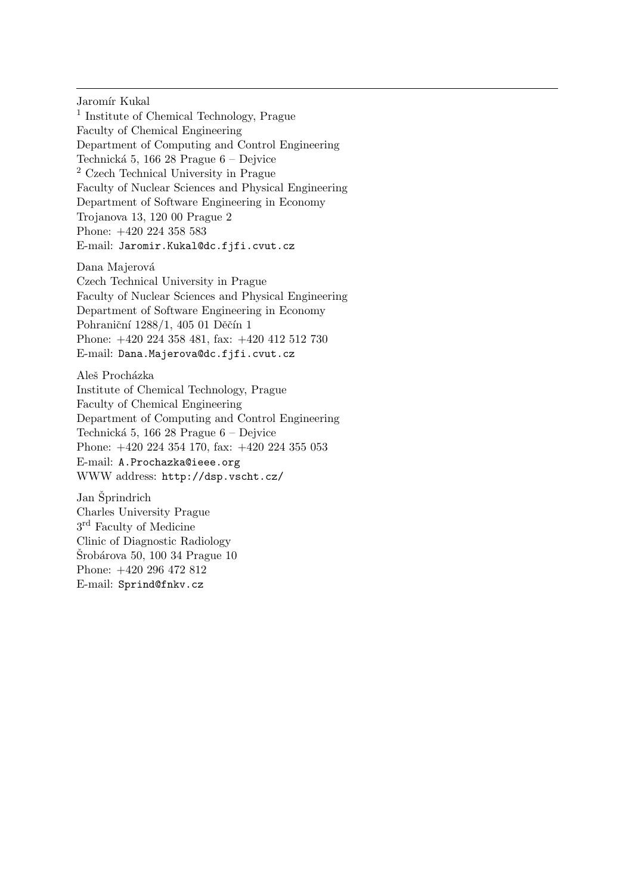---

Jaromír Kukal
[1] Institute of Chemical Technology, Prague
Faculty of Chemical Engineering
Department of Computing and Control Engineering
Technická 5, 166 28 Prague 6 – Dejvice
[2] Czech Technical University in Prague
Faculty of Nuclear Sciences and Physical Engineering
Department of Software Engineering in Economy
Trojanova 13, 120 00 Prague 2
Phone: +420 224 358 583
E-mail: Jaromir.Kukal@dc.fjfi.cvut.cz

Dana Majerová
Czech Technical University in Prague
Faculty of Nuclear Sciences and Physical Engineering
Department of Software Engineering in Economy
Pohraniční 1288/1, 405 01 Děčín 1
Phone: +420 224 358 481, fax: +420 412 512 730
E-mail: Dana.Majerova@dc.fjfi.cvut.cz

Aleš Procházka
Institute of Chemical Technology, Prague
Faculty of Chemical Engineering
Department of Computing and Control Engineering
Technická 5, 166 28 Prague 6 – Dejvice
Phone: +420 224 354 170, fax: +420 224 355 053
E-mail: A.Prochazka@ieee.org
WWW address: http://dsp.vscht.cz/

Jan Šprindrich
Charles University Prague
3rd Faculty of Medicine
Clinic of Diagnostic Radiology
Šrobárova 50, 100 34 Prague 10
Phone: +420 296 472 812
E-mail: Sprind@fnkv.cz